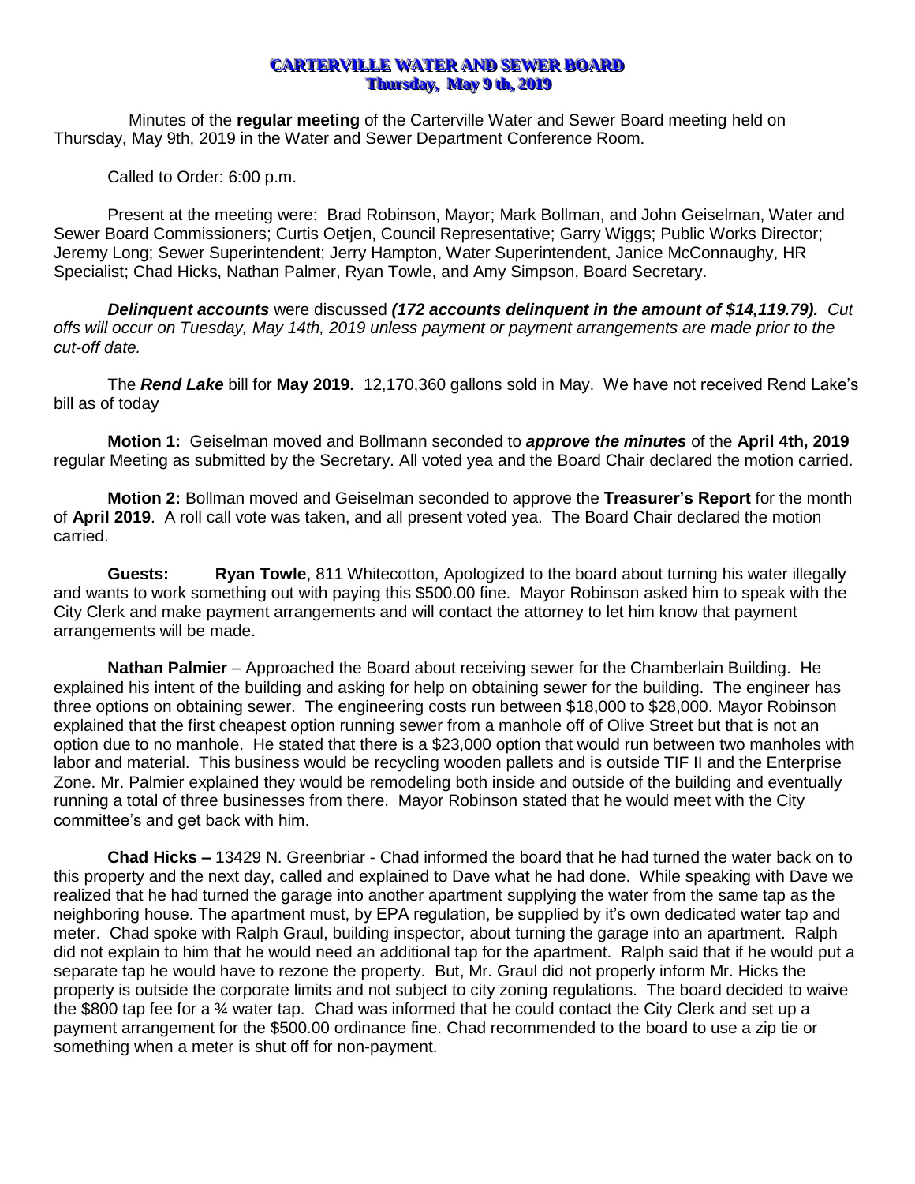# CARTERVILLE WATER AND SEWER BOARD
## Thursday, May 9 th, 2019

Minutes of the **regular meeting** of the Carterville Water and Sewer Board meeting held on Thursday, May 9th, 2019 in the Water and Sewer Department Conference Room.

Called to Order: 6:00 p.m.

Present at the meeting were: Brad Robinson, Mayor; Mark Bollman, and John Geiselman, Water and Sewer Board Commissioners; Curtis Oetjen, Council Representative; Garry Wiggs; Public Works Director; Jeremy Long; Sewer Superintendent; Jerry Hampton, Water Superintendent, Janice McConnaughy, HR Specialist; Chad Hicks, Nathan Palmer, Ryan Towle, and Amy Simpson, Board Secretary.

***Delinquent accounts*** were discussed ***(172 accounts delinquent in the amount of $14,119.79).*** *Cut offs will occur on Tuesday, May 14th, 2019 unless payment or payment arrangements are made prior to the cut-off date.*

The ***Rend Lake*** bill for **May 2019.** 12,170,360 gallons sold in May. We have not received Rend Lake's bill as of today

**Motion 1:** Geiselman moved and Bollmann seconded to ***approve the minutes*** of the **April 4th, 2019** regular Meeting as submitted by the Secretary. All voted yea and the Board Chair declared the motion carried.

**Motion 2:** Bollman moved and Geiselman seconded to approve the **Treasurer's Report** for the month of **April 2019**. A roll call vote was taken, and all present voted yea. The Board Chair declared the motion carried.

**Guests:** **Ryan Towle**, 811 Whitecotton, Apologized to the board about turning his water illegally and wants to work something out with paying this $500.00 fine. Mayor Robinson asked him to speak with the City Clerk and make payment arrangements and will contact the attorney to let him know that payment arrangements will be made.

**Nathan Palmier** – Approached the Board about receiving sewer for the Chamberlain Building. He explained his intent of the building and asking for help on obtaining sewer for the building. The engineer has three options on obtaining sewer. The engineering costs run between $18,000 to $28,000. Mayor Robinson explained that the first cheapest option running sewer from a manhole off of Olive Street but that is not an option due to no manhole. He stated that there is a $23,000 option that would run between two manholes with labor and material. This business would be recycling wooden pallets and is outside TIF II and the Enterprise Zone. Mr. Palmier explained they would be remodeling both inside and outside of the building and eventually running a total of three businesses from there. Mayor Robinson stated that he would meet with the City committee's and get back with him.

**Chad Hicks –** 13429 N. Greenbriar - Chad informed the board that he had turned the water back on to this property and the next day, called and explained to Dave what he had done. While speaking with Dave we realized that he had turned the garage into another apartment supplying the water from the same tap as the neighboring house. The apartment must, by EPA regulation, be supplied by it's own dedicated water tap and meter. Chad spoke with Ralph Graul, building inspector, about turning the garage into an apartment. Ralph did not explain to him that he would need an additional tap for the apartment. Ralph said that if he would put a separate tap he would have to rezone the property. But, Mr. Graul did not properly inform Mr. Hicks the property is outside the corporate limits and not subject to city zoning regulations. The board decided to waive the $800 tap fee for a ¾ water tap. Chad was informed that he could contact the City Clerk and set up a payment arrangement for the $500.00 ordinance fine. Chad recommended to the board to use a zip tie or something when a meter is shut off for non-payment.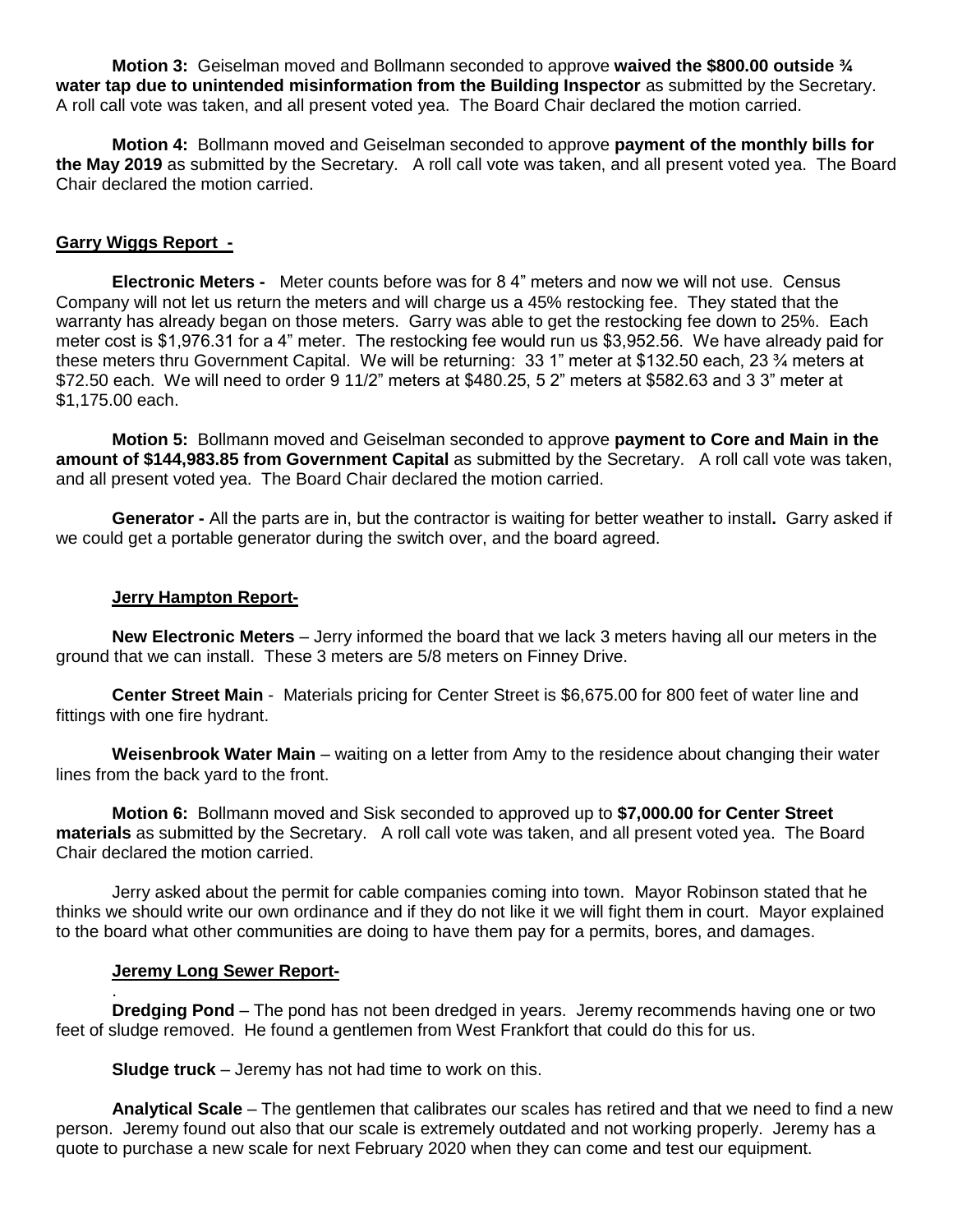**Motion 3:** Geiselman moved and Bollmann seconded to approve **waived the $800.00 outside ¾ water tap due to unintended misinformation from the Building Inspector** as submitted by the Secretary. A roll call vote was taken, and all present voted yea. The Board Chair declared the motion carried.

**Motion 4:** Bollmann moved and Geiselman seconded to approve **payment of the monthly bills for the May 2019** as submitted by the Secretary. A roll call vote was taken, and all present voted yea. The Board Chair declared the motion carried.

**Garry Wiggs Report -**

**Electronic Meters -** Meter counts before was for 8 4" meters and now we will not use. Census Company will not let us return the meters and will charge us a 45% restocking fee. They stated that the warranty has already began on those meters. Garry was able to get the restocking fee down to 25%. Each meter cost is $1,976.31 for a 4" meter. The restocking fee would run us $3,952.56. We have already paid for these meters thru Government Capital. We will be returning: 33 1" meter at $132.50 each, 23 ¾ meters at $72.50 each. We will need to order 9 11/2" meters at $480.25, 5 2" meters at $582.63 and 3 3" meter at $1,175.00 each.

**Motion 5:** Bollmann moved and Geiselman seconded to approve **payment to Core and Main in the amount of $144,983.85 from Government Capital** as submitted by the Secretary. A roll call vote was taken, and all present voted yea. The Board Chair declared the motion carried.

**Generator -** All the parts are in, but the contractor is waiting for better weather to install**.** Garry asked if we could get a portable generator during the switch over, and the board agreed.

**Jerry Hampton Report-**

**New Electronic Meters** – Jerry informed the board that we lack 3 meters having all our meters in the ground that we can install. These 3 meters are 5/8 meters on Finney Drive.

**Center Street Main** - Materials pricing for Center Street is $6,675.00 for 800 feet of water line and fittings with one fire hydrant.

**Weisenbrook Water Main** – waiting on a letter from Amy to the residence about changing their water lines from the back yard to the front.

**Motion 6:** Bollmann moved and Sisk seconded to approved up to **$7,000.00 for Center Street materials** as submitted by the Secretary. A roll call vote was taken, and all present voted yea. The Board Chair declared the motion carried.

Jerry asked about the permit for cable companies coming into town. Mayor Robinson stated that he thinks we should write our own ordinance and if they do not like it we will fight them in court. Mayor explained to the board what other communities are doing to have them pay for a permits, bores, and damages.

**Jeremy Long Sewer Report-**

.

**Dredging Pond** – The pond has not been dredged in years. Jeremy recommends having one or two feet of sludge removed. He found a gentlemen from West Frankfort that could do this for us.

**Sludge truck** – Jeremy has not had time to work on this.

**Analytical Scale** – The gentlemen that calibrates our scales has retired and that we need to find a new person. Jeremy found out also that our scale is extremely outdated and not working properly. Jeremy has a quote to purchase a new scale for next February 2020 when they can come and test our equipment.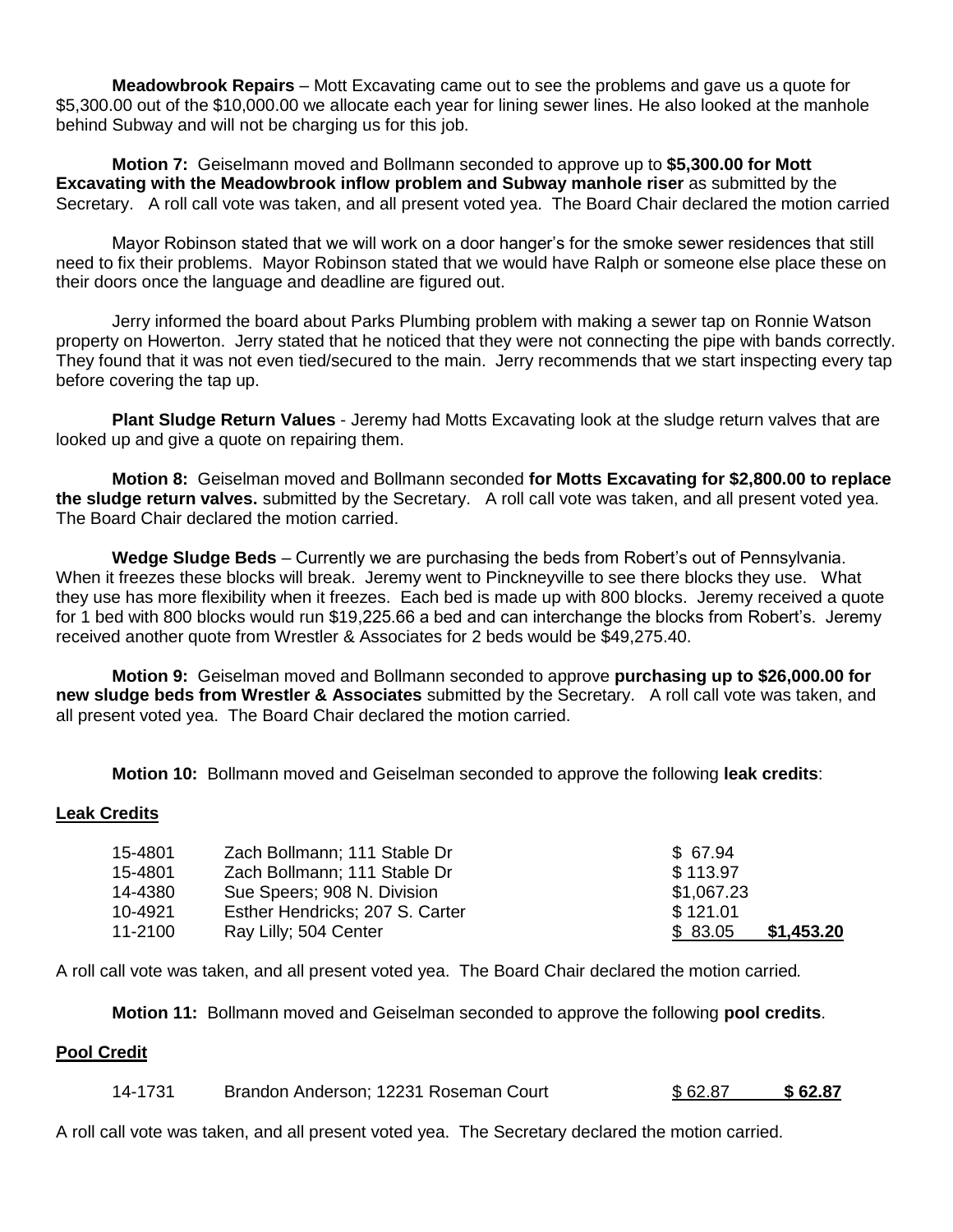**Meadowbrook Repairs** – Mott Excavating came out to see the problems and gave us a quote for $5,300.00 out of the $10,000.00 we allocate each year for lining sewer lines. He also looked at the manhole behind Subway and will not be charging us for this job.

**Motion 7:** Geiselmann moved and Bollmann seconded to approve up to **$5,300.00 for Mott Excavating with the Meadowbrook inflow problem and Subway manhole riser** as submitted by the Secretary. A roll call vote was taken, and all present voted yea. The Board Chair declared the motion carried

Mayor Robinson stated that we will work on a door hanger's for the smoke sewer residences that still need to fix their problems. Mayor Robinson stated that we would have Ralph or someone else place these on their doors once the language and deadline are figured out.

Jerry informed the board about Parks Plumbing problem with making a sewer tap on Ronnie Watson property on Howerton. Jerry stated that he noticed that they were not connecting the pipe with bands correctly. They found that it was not even tied/secured to the main. Jerry recommends that we start inspecting every tap before covering the tap up.

**Plant Sludge Return Values** - Jeremy had Motts Excavating look at the sludge return valves that are looked up and give a quote on repairing them.

**Motion 8:** Geiselman moved and Bollmann seconded **for Motts Excavating for $2,800.00 to replace the sludge return valves.** submitted by the Secretary. A roll call vote was taken, and all present voted yea. The Board Chair declared the motion carried.

**Wedge Sludge Beds** – Currently we are purchasing the beds from Robert's out of Pennsylvania. When it freezes these blocks will break. Jeremy went to Pinckneyville to see there blocks they use. What they use has more flexibility when it freezes. Each bed is made up with 800 blocks. Jeremy received a quote for 1 bed with 800 blocks would run $19,225.66 a bed and can interchange the blocks from Robert's. Jeremy received another quote from Wrestler & Associates for 2 beds would be $49,275.40.

**Motion 9:** Geiselman moved and Bollmann seconded to approve **purchasing up to $26,000.00 for new sludge beds from Wrestler & Associates** submitted by the Secretary. A roll call vote was taken, and all present voted yea. The Board Chair declared the motion carried.

**Motion 10:** Bollmann moved and Geiselman seconded to approve the following **leak credits**:

**Leak Credits**

| | | | |
|---|---|---|---|
| 15-4801 | Zach Bollmann; 111 Stable Dr | $ 67.94 | |
| 15-4801 | Zach Bollmann; 111 Stable Dr | $ 113.97 | |
| 14-4380 | Sue Speers; 908 N. Division | $1,067.23 | |
| 10-4921 | Esther Hendricks; 207 S. Carter | $ 121.01 | |
| 11-2100 | Ray Lilly; 504 Center | $ 83.05 | **$1,453.20** |

A roll call vote was taken, and all present voted yea. The Board Chair declared the motion carried.

**Motion 11:** Bollmann moved and Geiselman seconded to approve the following **pool credits**.

**Pool Credit**

| | | | |
|---|---|---|---|
| 14-1731 | Brandon Anderson; 12231 Roseman Court | $ 62.87 | **$ 62.87** |

A roll call vote was taken, and all present voted yea. The Secretary declared the motion carried.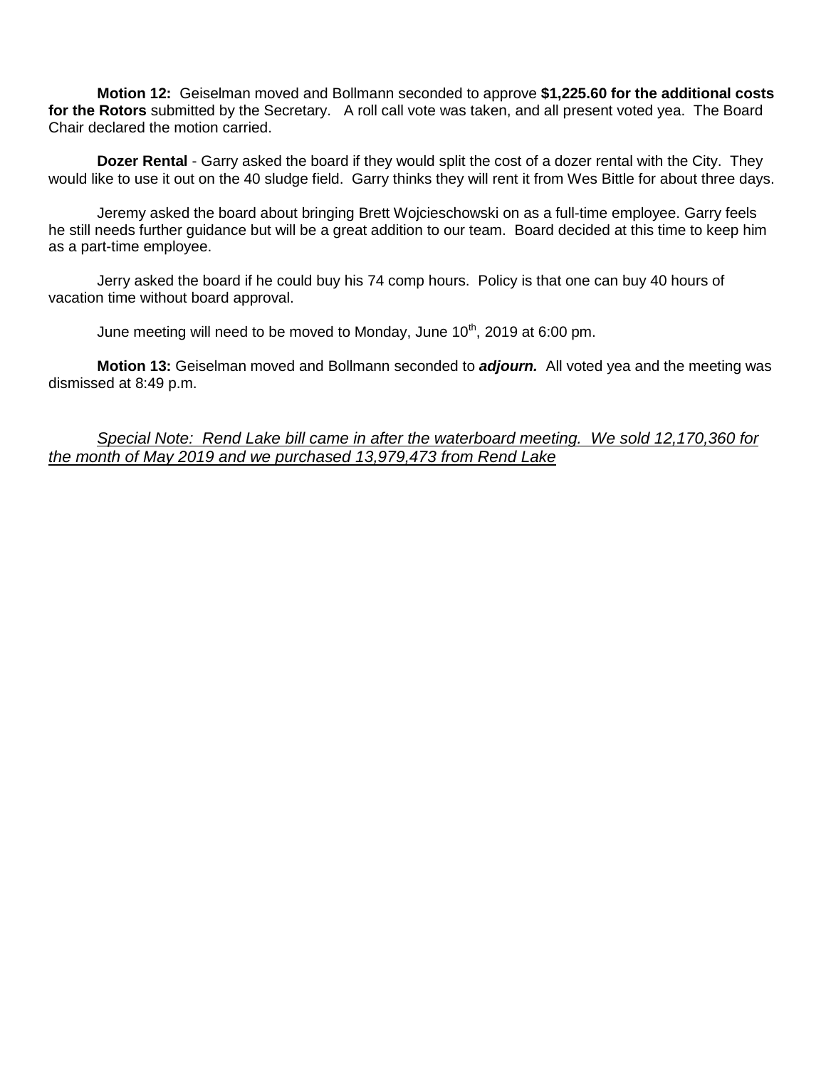**Motion 12:** Geiselman moved and Bollmann seconded to approve **$1,225.60 for the additional costs for the Rotors** submitted by the Secretary. A roll call vote was taken, and all present voted yea. The Board Chair declared the motion carried.

**Dozer Rental** - Garry asked the board if they would split the cost of a dozer rental with the City. They would like to use it out on the 40 sludge field. Garry thinks they will rent it from Wes Bittle for about three days.

Jeremy asked the board about bringing Brett Wojcieschowski on as a full-time employee. Garry feels he still needs further guidance but will be a great addition to our team. Board decided at this time to keep him as a part-time employee.

Jerry asked the board if he could buy his 74 comp hours. Policy is that one can buy 40 hours of vacation time without board approval.

June meeting will need to be moved to Monday, June 10th, 2019 at 6:00 pm.

**Motion 13:** Geiselman moved and Bollmann seconded to ***adjourn.*** All voted yea and the meeting was dismissed at 8:49 p.m.

<u>*Special Note: Rend Lake bill came in after the waterboard meeting. We sold 12,170,360 for the month of May 2019 and we purchased 13,979,473 from Rend Lake*</u>